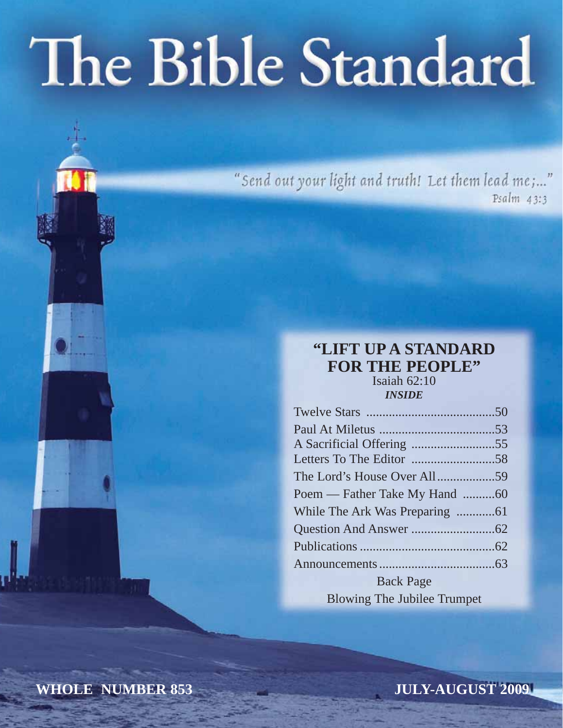# The Bible Standard

"Send out your light and truth! Let them lead me;..."
Psalm 43:3

## "LIFT UP A STANDARD FOR THE PEOPLE"

Isaiah 62:10

***INSIDE***

| | |
|---|---|
| Twelve Stars | 50 |
| Paul At Miletus | 53 |
| A Sacrificial Offering | 55 |
| Letters To The Editor | 58 |
| The Lord's House Over All | 59 |
| Poem — Father Take My Hand | 60 |
| While The Ark Was Preparing | 61 |
| Question And Answer | 62 |
| Publications | 62 |
| Announcements | 63 |

Back Page
Blowing The Jubilee Trumpet

**WHOLE NUMBER 853** **JULY-AUGUST 2009**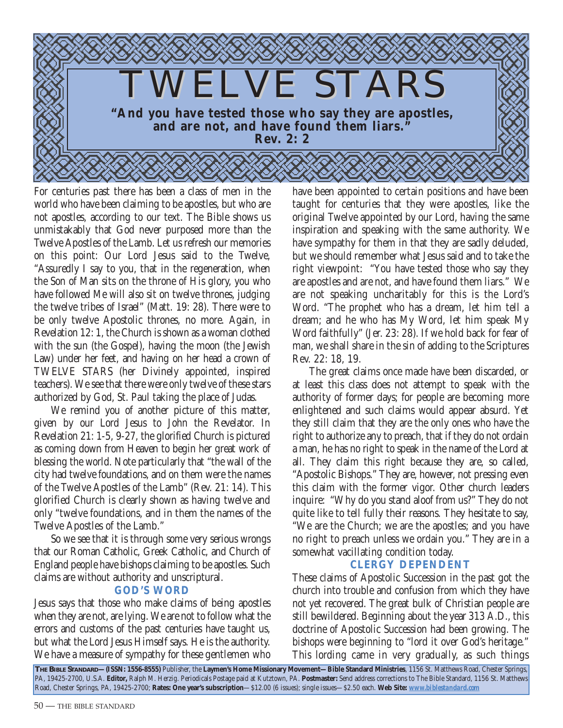# TWELVE STARS

**"And you have tested those who say they are apostles, and are not, and have found them liars." Rev. 2: 2**

For centuries past there has been a class of men in the world who have been claiming to be apostles, but who are not apostles, according to our text. The Bible shows us unmistakably that God never purposed more than the Twelve Apostles of the Lamb. Let us refresh our memories on this point: Our Lord Jesus said to the Twelve, "Assuredly I say to you, that in the regeneration, when the Son of Man sits on the throne of His glory, you who have followed Me will also sit on twelve thrones, judging the twelve tribes of Israel" (Matt. 19: 28). There were to be only twelve Apostolic thrones, no more. Again, in Revelation 12: 1, the Church is shown as a woman clothed with the sun (the Gospel), having the moon (the Jewish Law) under her feet, and having on her head a crown of TWELVE STARS (her Divinely appointed, inspired teachers). We see that there were only twelve of these stars authorized by God, St. Paul taking the place of Judas.

We remind you of another picture of this matter, given by our Lord Jesus to John the Revelator. In Revelation 21: 1-5, 9-27, the glorified Church is pictured as coming down from Heaven to begin her great work of blessing the world. Note particularly that "the wall of the city had twelve foundations, and on them were the names of the Twelve Apostles of the Lamb" (Rev. 21: 14). This glorified Church is clearly shown as having twelve and only "twelve foundations, and in them the names of the Twelve Apostles of the Lamb."

So we see that it is through some very serious wrongs that our Roman Catholic, Greek Catholic, and Church of England people have bishops claiming to be apostles. Such claims are without authority and unscriptural.

## GOD'S WORD

Jesus says that those who make claims of being apostles when they are not, are lying. We are not to follow what the errors and customs of the past centuries have taught us, but what the Lord Jesus Himself says. He is the authority. We have a measure of sympathy for these gentlemen who have been appointed to certain positions and have been taught for centuries that they were apostles, like the original Twelve appointed by our Lord, having the same inspiration and speaking with the same authority. We have sympathy for them in that they are sadly deluded, but we should remember what Jesus said and to take the right viewpoint: "You have tested those who say they are apostles and are not, and have found them liars." We are not speaking uncharitably for this is the Lord's Word. "The prophet who has a dream, let him tell a dream; and he who has My Word, let him speak My Word faithfully" (Jer. 23: 28). If we hold back for fear of man, we shall share in the sin of adding to the Scriptures Rev. 22: 18, 19.

The great claims once made have been discarded, or at least this class does not attempt to speak with the authority of former days; for people are becoming more enlightened and such claims would appear absurd. Yet they still claim that they are the only ones who have the right to authorize any to preach, that if they do not ordain a man, he has no right to speak in the name of the Lord at all. They claim this right because they are, so called, "Apostolic Bishops." They are, however, not pressing even this claim with the former vigor. Other church leaders inquire: "Why do you stand aloof from us?" They do not quite like to tell fully their reasons. They hesitate to say, "We are the Church; we are the apostles; and you have no right to preach unless we ordain you." They are in a somewhat vacillating condition today.

## CLERGY DEPENDENT

These claims of Apostolic Succession in the past got the church into trouble and confusion from which they have not yet recovered. The great bulk of Christian people are still bewildered. Beginning about the year 313 A.D., this doctrine of Apostolic Succession had been growing. The bishops were beginning to "lord it over God's heritage." This lording came in very gradually, as such things

**THE BIBLE STANDARD—(ISSN: 1556-8555)** Publisher, the **Laymen's Home Missionary Movement—Bible Standard Ministries**, 1156 St. Matthews Road, Chester Springs, PA, 19425-2700, U.S.A. **Editor,** Ralph M. Herzig. Periodicals Postage paid at Kutztown, PA. **Postmaster:** Send address corrections to The Bible Standard, 1156 St. Matthews Road, Chester Springs, PA, 19425-2700; **Rates: One year's subscription**—$12.00 (6 issues); single issues—$2.50 each. **Web Site: www.biblestandard.com**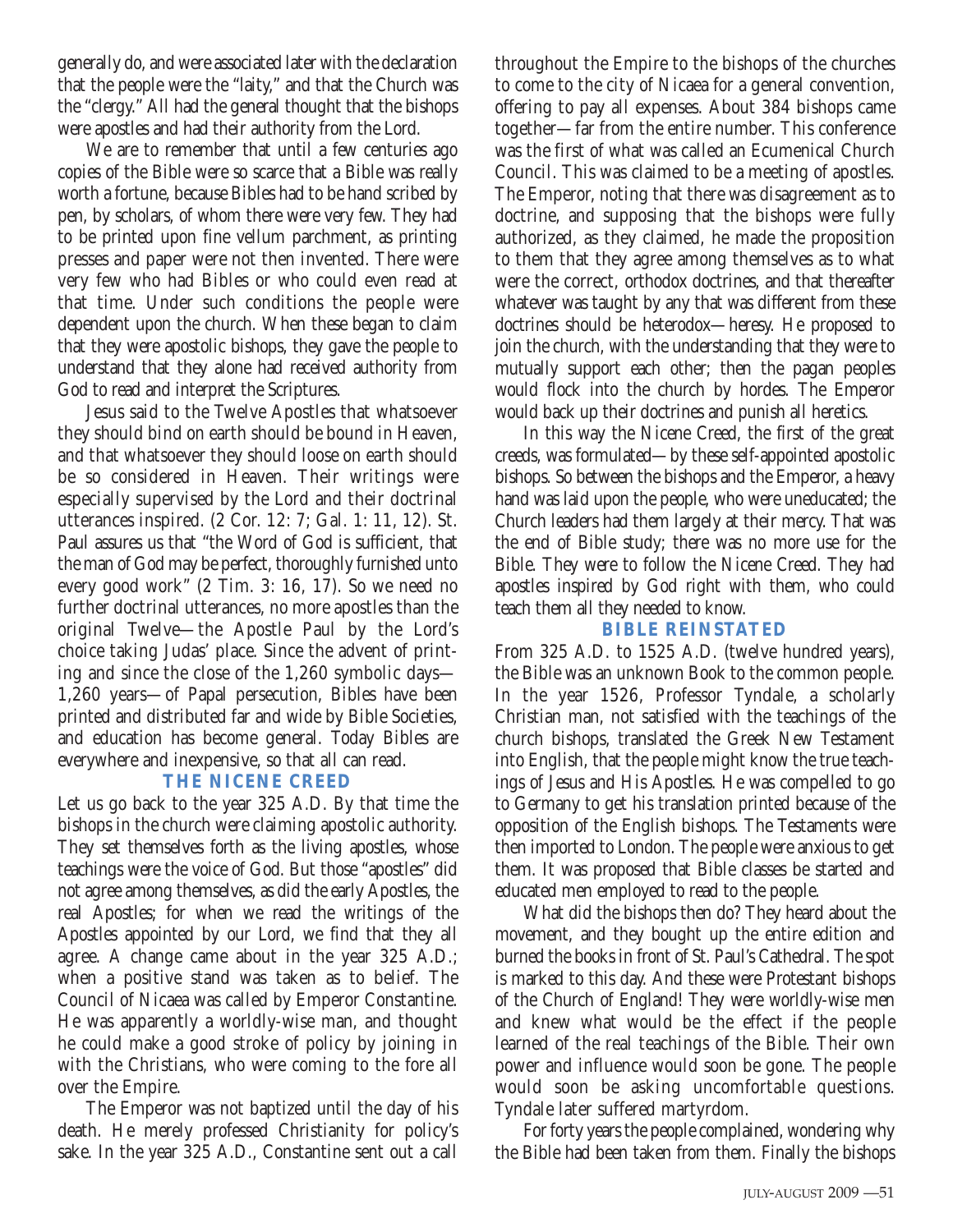generally do, and were associated later with the declaration that the people were the "laity," and that the Church was the "clergy." All had the general thought that the bishops were apostles and had their authority from the Lord.

We are to remember that until a few centuries ago copies of the Bible were so scarce that a Bible was really worth a fortune, because Bibles had to be hand scribed by pen, by scholars, of whom there were very few. They had to be printed upon fine vellum parchment, as printing presses and paper were not then invented. There were very few who had Bibles or who could even read at that time. Under such conditions the people were dependent upon the church. When these began to claim that they were apostolic bishops, they gave the people to understand that they alone had received authority from God to read and interpret the Scriptures.

Jesus said to the Twelve Apostles that whatsoever they should bind on earth should be bound in Heaven, and that whatsoever they should loose on earth should be so considered in Heaven. Their writings were especially supervised by the Lord and their doctrinal utterances inspired. (2 Cor. 12: 7; Gal. 1: 11, 12). St. Paul assures us that "the Word of God is sufficient, that the man of God may be perfect, thoroughly furnished unto every good work" (2 Tim. 3: 16, 17). So we need no further doctrinal utterances, no more apostles than the original Twelve—the Apostle Paul by the Lord's choice taking Judas' place. Since the advent of printing and since the close of the 1,260 symbolic days—1,260 years—of Papal persecution, Bibles have been printed and distributed far and wide by Bible Societies, and education has become general. Today Bibles are everywhere and inexpensive, so that all can read.

## THE NICENE CREED

Let us go back to the year 325 A.D. By that time the bishops in the church were claiming apostolic authority. They set themselves forth as the living apostles, whose teachings were the voice of God. But those "apostles" did not agree among themselves, as did the early Apostles, the real Apostles; for when we read the writings of the Apostles appointed by our Lord, we find that they all agree. A change came about in the year 325 A.D.; when a positive stand was taken as to belief. The Council of Nicaea was called by Emperor Constantine. He was apparently a worldly-wise man, and thought he could make a good stroke of policy by joining in with the Christians, who were coming to the fore all over the Empire.

The Emperor was not baptized until the day of his death. He merely professed Christianity for policy's sake. In the year 325 A.D., Constantine sent out a call throughout the Empire to the bishops of the churches to come to the city of Nicaea for a general convention, offering to pay all expenses. About 384 bishops came together—far from the entire number. This conference was the first of what was called an Ecumenical Church Council. This was claimed to be a meeting of apostles. The Emperor, noting that there was disagreement as to doctrine, and supposing that the bishops were fully authorized, as they claimed, he made the proposition to them that they agree among themselves as to what were the correct, orthodox doctrines, and that thereafter whatever was taught by any that was different from these doctrines should be heterodox—heresy. He proposed to join the church, with the understanding that they were to mutually support each other; then the pagan peoples would flock into the church by hordes. The Emperor would back up their doctrines and punish all heretics.

In this way the Nicene Creed, the first of the great creeds, was formulated—by these self-appointed apostolic bishops. So between the bishops and the Emperor, a heavy hand was laid upon the people, who were uneducated; the Church leaders had them largely at their mercy. That was the end of Bible study; there was no more use for the Bible. They were to follow the Nicene Creed. They had apostles inspired by God right with them, who could teach them all they needed to know.

## BIBLE REINSTATED

From 325 A.D. to 1525 A.D. (twelve hundred years), the Bible was an unknown Book to the common people. In the year 1526, Professor Tyndale, a scholarly Christian man, not satisfied with the teachings of the church bishops, translated the Greek New Testament into English, that the people might know the true teachings of Jesus and His Apostles. He was compelled to go to Germany to get his translation printed because of the opposition of the English bishops. The Testaments were then imported to London. The people were anxious to get them. It was proposed that Bible classes be started and educated men employed to read to the people.

What did the bishops then do? They heard about the movement, and they bought up the entire edition and burned the books in front of St. Paul's Cathedral. The spot is marked to this day. And these were Protestant bishops of the Church of England! They were worldly-wise men and knew what would be the effect if the people learned of the real teachings of the Bible. Their own power and influence would soon be gone. The people would soon be asking uncomfortable questions. Tyndale later suffered martyrdom.

For forty years the people complained, wondering why the Bible had been taken from them. Finally the bishops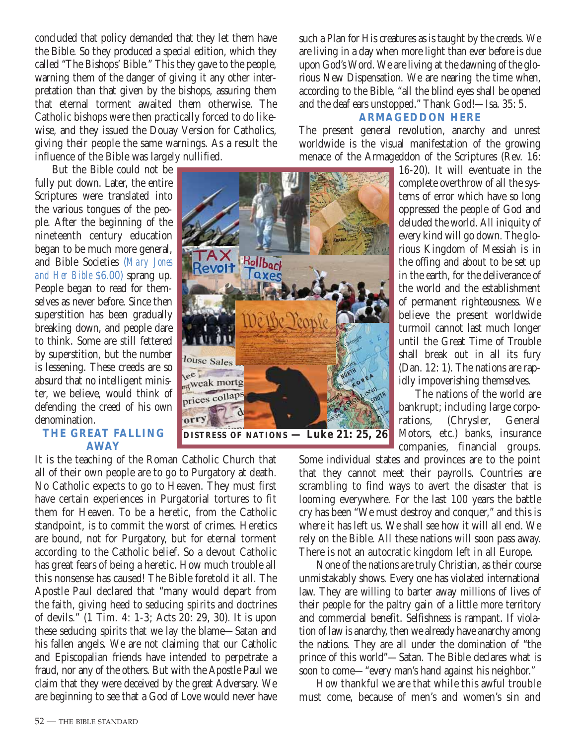concluded that policy demanded that they let them have the Bible. So they produced a special edition, which they called "The Bishops' Bible." This they gave to the people, warning them of the danger of giving it any other interpretation than that given by the bishops, assuring them that eternal torment awaited them otherwise. The Catholic bishops were then practically forced to do likewise, and they issued the Douay Version for Catholics, giving their people the same warnings. As a result the influence of the Bible was largely nullified.

But the Bible could not be fully put down. Later, the entire Scriptures were translated into the various tongues of the people. After the beginning of the nineteenth century education began to be much more general, and Bible Societies (*Mary Jones and Her Bible* $6.00) sprang up. People began to read for themselves as never before. Since then superstition has been gradually breaking down, and people dare to think. Some are still fettered by superstition, but the number is lessening. These creeds are so absurd that no intelligent minister, we believe, would think of defending the creed of his own denomination.

DISTRESS OF NATIONS — Luke 21: 25, 26

## THE GREAT FALLING AWAY

It is the teaching of the Roman Catholic Church that all of their own people are to go to Purgatory at death. No Catholic expects to go to Heaven. They must first have certain experiences in Purgatorial tortures to fit them for Heaven. To be a heretic, from the Catholic standpoint, is to commit the worst of crimes. Heretics are bound, not for Purgatory, but for eternal torment according to the Catholic belief. So a devout Catholic has great fears of being a heretic. How much trouble all this nonsense has caused! The Bible foretold it all. The Apostle Paul declared that "many would depart from the faith, giving heed to seducing spirits and doctrines of devils." (1 Tim. 4: 1-3; Acts 20: 29, 30). It is upon these seducing spirits that we lay the blame—Satan and his fallen angels. We are not claiming that our Catholic and Episcopalian friends have intended to perpetrate a fraud, nor any of the others. But with the Apostle Paul we claim that they were deceived by the great Adversary. We are beginning to see that a God of Love would never have such a Plan for His creatures as is taught by the creeds. We are living in a day when more light than ever before is due upon God's Word. We are living at the dawning of the glorious New Dispensation. We are nearing the time when, according to the Bible, "all the blind eyes shall be opened and the deaf ears unstopped." Thank God!—Isa. 35: 5.

## ARMAGEDDON HERE

The present general revolution, anarchy and unrest worldwide is the visual manifestation of the growing menace of the Armageddon of the Scriptures (Rev. 16: 16-20). It will eventuate in the complete overthrow of all the systems of error which have so long oppressed the people of God and deluded the world. All iniquity of every kind will go down. The glorious Kingdom of Messiah is in the offing and about to be set up in the earth, for the deliverance of the world and the establishment of permanent righteousness. We believe the present worldwide turmoil cannot last much longer until the Great Time of Trouble shall break out in all its fury (Dan. 12: 1). The nations are rapidly impoverishing themselves.

The nations of the world are bankrupt; including large corporations, (Chrysler, General Motors, etc.) banks, insurance companies, financial groups. Some individual states and provinces are to the point that they cannot meet their payrolls. Countries are scrambling to find ways to avert the disaster that is looming everywhere. For the last 100 years the battle cry has been "We must destroy and conquer," and this is where it has left us. We shall see how it will all end. We rely on the Bible. All these nations will soon pass away. There is not an autocratic kingdom left in all Europe.

None of the nations are truly Christian, as their course unmistakably shows. Every one has violated international law. They are willing to barter away millions of lives of their people for the paltry gain of a little more territory and commercial benefit. Selfishness is rampant. If violation of law is anarchy, then we already have anarchy among the nations. They are all under the domination of "the prince of this world"—Satan. The Bible declares what is soon to come—"every man's hand against his neighbor."

How thankful we are that while this awful trouble must come, because of men's and women's sin and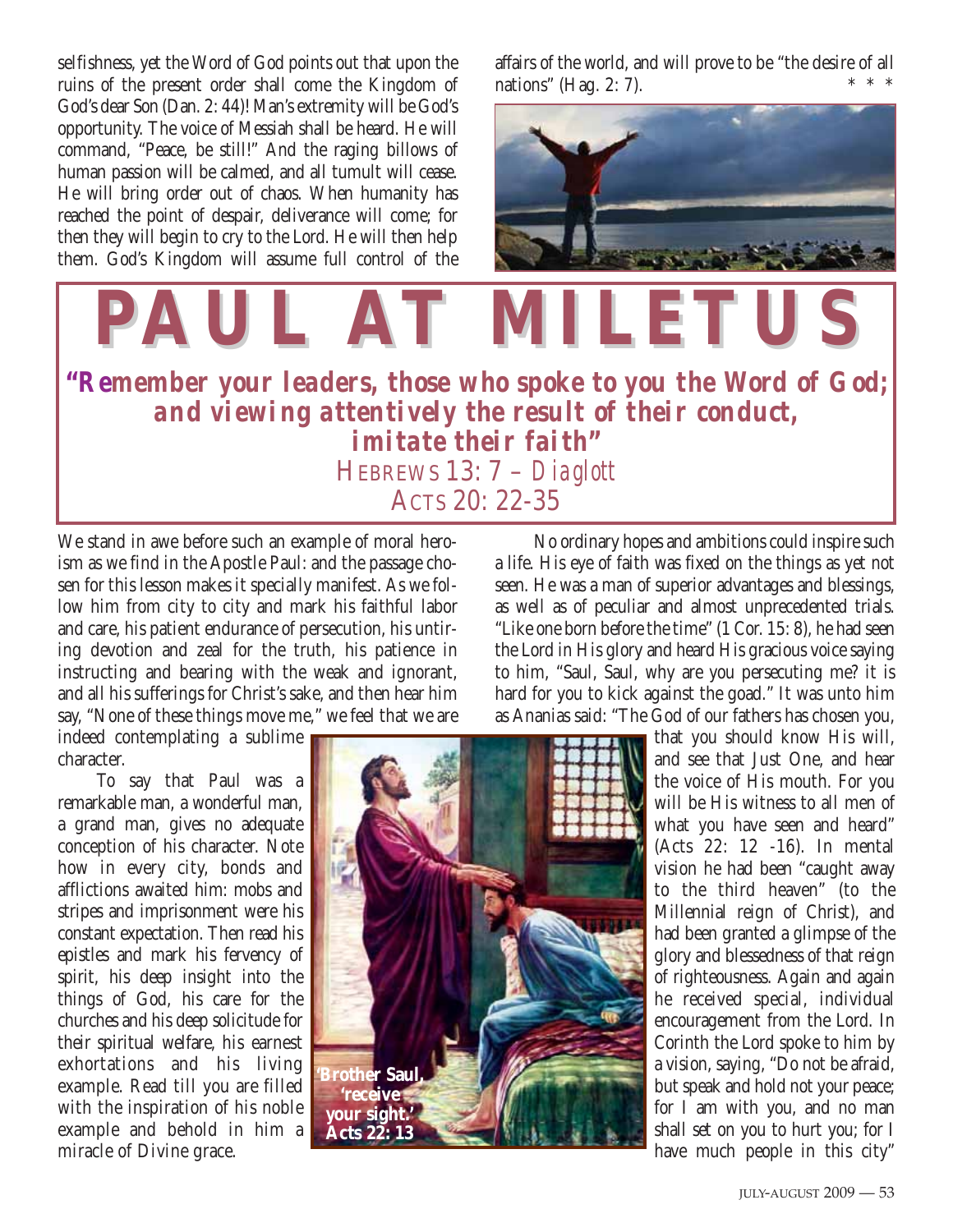selfishness, yet the Word of God points out that upon the ruins of the present order shall come the Kingdom of God's dear Son (Dan. 2: 44)! Man's extremity will be God's opportunity. The voice of Messiah shall be heard. He will command, "Peace, be still!" And the raging billows of human passion will be calmed, and all tumult will cease. He will bring order out of chaos. When humanity has reached the point of despair, deliverance will come; for then they will begin to cry to the Lord. He will then help them. God's Kingdom will assume full control of the affairs of the world, and will prove to be "the desire of all nations" (Hag. 2: 7).

\* \* \*

# PAUL AT MILETUS

***"Remember your leaders, those who spoke to you the Word of God; and viewing attentively the result of their conduct, imitate their faith"***

HEBREWS 13: 7 – *Diaglott*

ACTS 20: 22-35

We stand in awe before such an example of moral heroism as we find in the Apostle Paul: and the passage chosen for this lesson makes it specially manifest. As we follow him from city to city and mark his faithful labor and care, his patient endurance of persecution, his untiring devotion and zeal for the truth, his patience in instructing and bearing with the weak and ignorant, and all his sufferings for Christ's sake, and then hear him say, "None of these things move me," we feel that we are indeed contemplating a sublime character.

To say that Paul was a remarkable man, a wonderful man, a grand man, gives no adequate conception of his character. Note how in every city, bonds and afflictions awaited him: mobs and stripes and imprisonment were his constant expectation. Then read his epistles and mark his fervency of spirit, his deep insight into the things of God, his care for the churches and his deep solicitude for their spiritual welfare, his earnest exhortations and his living example. Read till you are filled with the inspiration of his noble example and behold in him a miracle of Divine grace.

'Brother Saul, 'receive your sight.' Acts 22: 13

No ordinary hopes and ambitions could inspire such a life. His eye of faith was fixed on the things as yet not seen. He was a man of superior advantages and blessings, as well as of peculiar and almost unprecedented trials. "Like one born before the time" (1 Cor. 15: 8), he had seen the Lord in His glory and heard His gracious voice saying to him, "Saul, Saul, why are you persecuting me? it is hard for you to kick against the goad." It was unto him as Ananias said: "The God of our fathers has chosen you, that you should know His will, and see that Just One, and hear the voice of His mouth. For you will be His witness to all men of what you have seen and heard" (Acts 22: 12 -16). In mental vision he had been "caught away to the third heaven" (to the Millennial reign of Christ), and had been granted a glimpse of the glory and blessedness of that reign of righteousness. Again and again he received special, individual encouragement from the Lord. In Corinth the Lord spoke to him by a vision, saying, "Do not be afraid, but speak and hold not your peace; for I am with you, and no man shall set on you to hurt you; for I have much people in this city"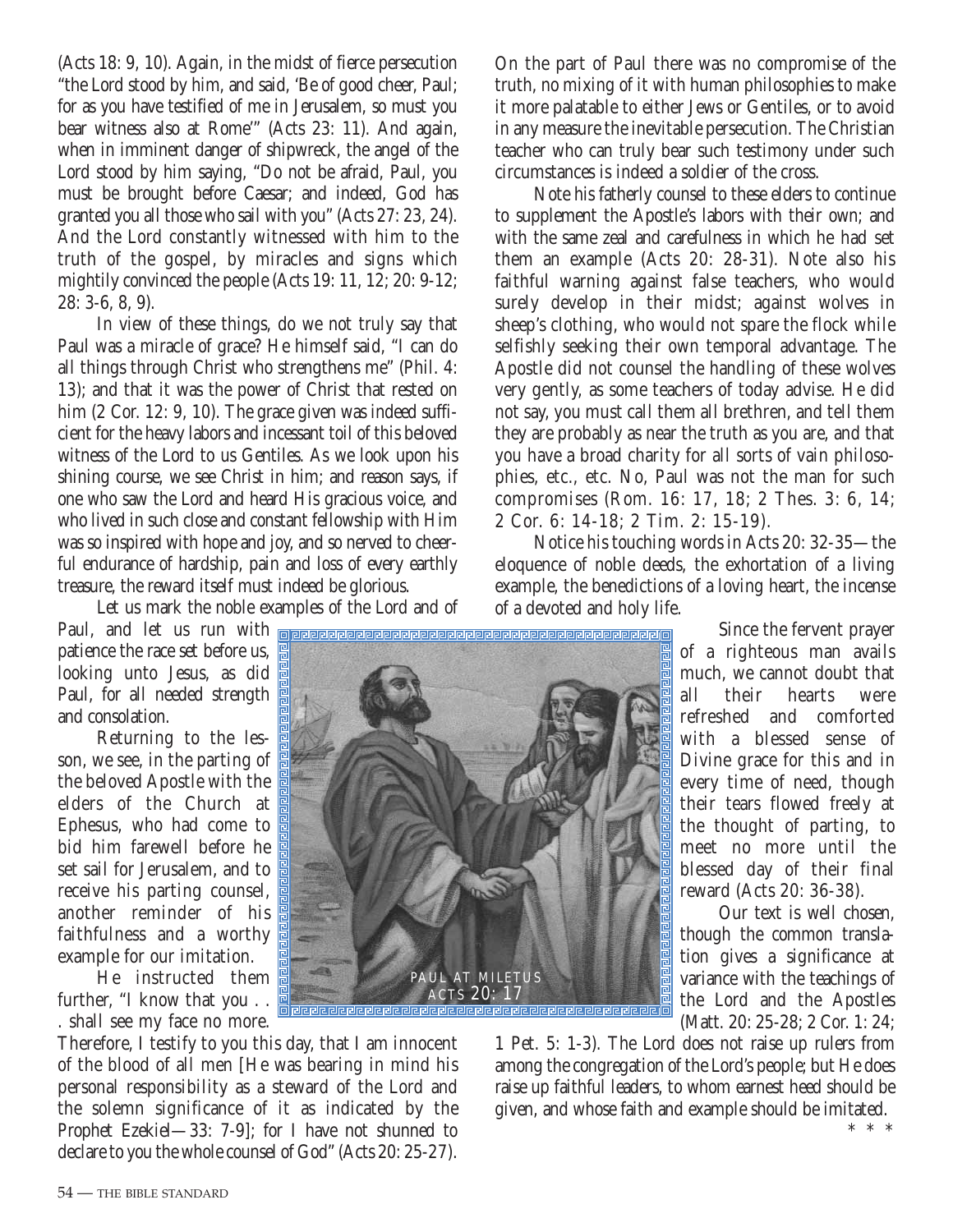(Acts 18: 9, 10). Again, in the midst of fierce persecution "the Lord stood by him, and said, 'Be of good cheer, Paul; for as you have testified of me in Jerusalem, so must you bear witness also at Rome'" (Acts 23: 11). And again, when in imminent danger of shipwreck, the angel of the Lord stood by him saying, "Do not be afraid, Paul, you must be brought before Caesar; and indeed, God has granted you all those who sail with you" (Acts 27: 23, 24). And the Lord constantly witnessed with him to the truth of the gospel, by miracles and signs which mightily convinced the people (Acts 19: 11, 12; 20: 9-12; 28: 3-6, 8, 9).

In view of these things, do we not truly say that Paul was a miracle of grace? He himself said, "I can do all things through Christ who strengthens me" (Phil. 4: 13); and that it was the power of Christ that rested on him (2 Cor. 12: 9, 10). The grace given was indeed sufficient for the heavy labors and incessant toil of this beloved witness of the Lord to us Gentiles. As we look upon his shining course, we see Christ in him; and reason says, if one who saw the Lord and heard His gracious voice, and who lived in such close and constant fellowship with Him was so inspired with hope and joy, and so nerved to cheerful endurance of hardship, pain and loss of every earthly treasure, the reward itself must indeed be glorious.

Let us mark the noble examples of the Lord and of Paul, and let us run with patience the race set before us, looking unto Jesus, as did Paul, for all needed strength and consolation.

Returning to the lesson, we see, in the parting of the beloved Apostle with the elders of the Church at Ephesus, who had come to bid him farewell before he set sail for Jerusalem, and to receive his parting counsel, another reminder of his faithfulness and a worthy example for our imitation.

PAUL AT MILETUS
ACTS 20: 17

He instructed them further, "I know that you . . . shall see my face no more. Therefore, I testify to you this day, that I am innocent of the blood of all men [He was bearing in mind his personal responsibility as a steward of the Lord and the solemn significance of it as indicated by the Prophet Ezekiel—33: 7-9]; for I have not shunned to declare to you the whole counsel of God" (Acts 20: 25-27).

On the part of Paul there was no compromise of the truth, no mixing of it with human philosophies to make it more palatable to either Jews or Gentiles, or to avoid in any measure the inevitable persecution. The Christian teacher who can truly bear such testimony under such circumstances is indeed a soldier of the cross.

Note his fatherly counsel to these elders to continue to supplement the Apostle's labors with their own; and with the same zeal and carefulness in which he had set them an example (Acts 20: 28-31). Note also his faithful warning against false teachers, who would surely develop in their midst; against wolves in sheep's clothing, who would not spare the flock while selfishly seeking their own temporal advantage. The Apostle did not counsel the handling of these wolves very gently, as some teachers of today advise. He did not say, you must call them all brethren, and tell them they are probably as near the truth as you are, and that you have a broad charity for all sorts of vain philosophies, etc., etc. No, Paul was not the man for such compromises (Rom. 16: 17, 18; 2 Thes. 3: 6, 14; 2 Cor. 6: 14-18; 2 Tim. 2: 15-19).

Notice his touching words in Acts 20: 32-35—the eloquence of noble deeds, the exhortation of a living example, the benedictions of a loving heart, the incense of a devoted and holy life.

Since the fervent prayer of a righteous man avails much, we cannot doubt that all their hearts were refreshed and comforted with a blessed sense of Divine grace for this and in every time of need, though their tears flowed freely at the thought of parting, to meet no more until the blessed day of their final reward (Acts 20: 36-38).

Our text is well chosen, though the common translation gives a significance at variance with the teachings of the Lord and the Apostles (Matt. 20: 25-28; 2 Cor. 1: 24; 1 Pet. 5: 1-3). The Lord does not raise up rulers from among the congregation of the Lord's people; but He does raise up faithful leaders, to whom earnest heed should be given, and whose faith and example should be imitated.

\* \* \*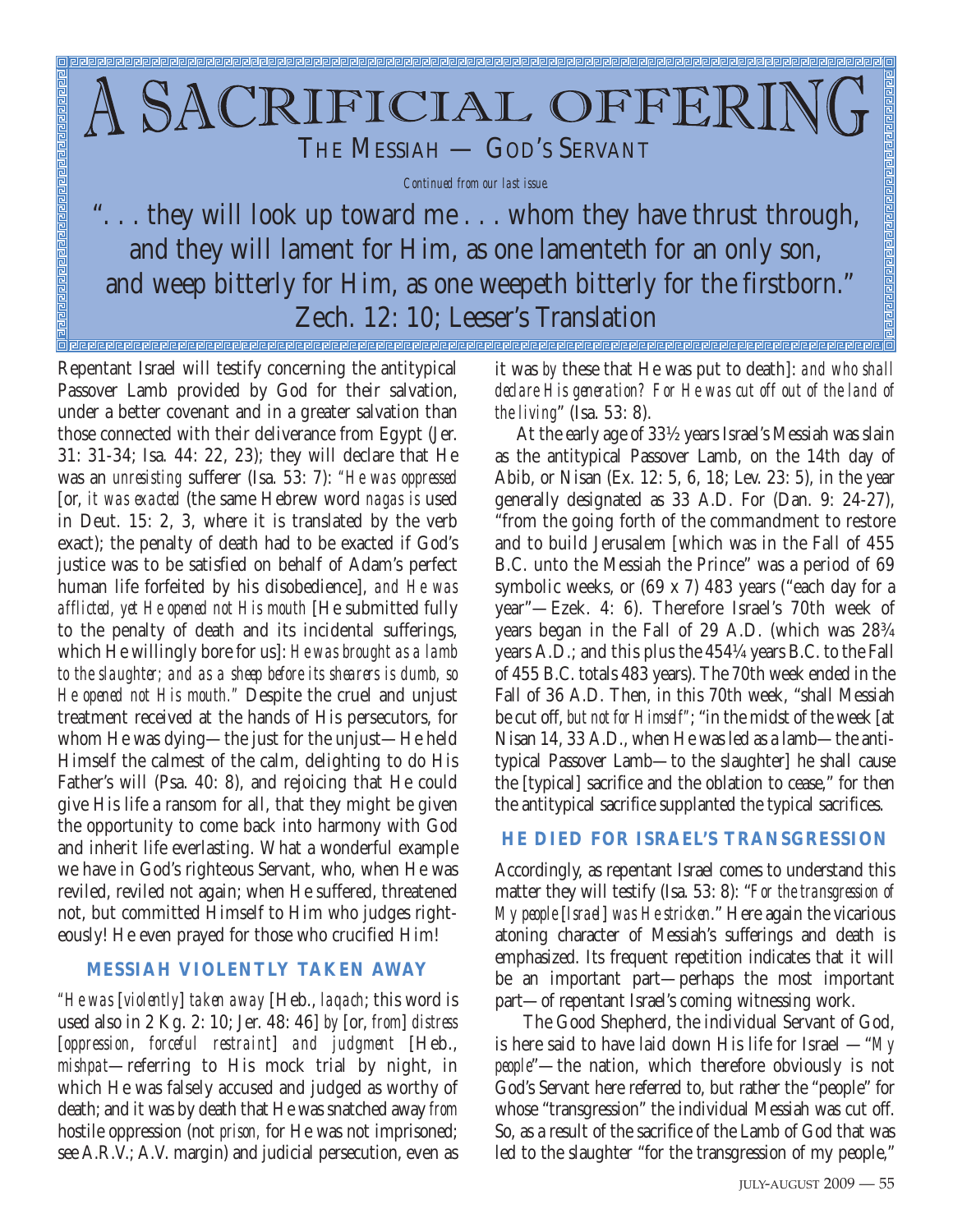# A SACRIFICIAL OFFERING

## THE MESSIAH — GOD'S SERVANT

*Continued from our last issue.*

". . . they will look up toward me . . . whom they have thrust through, and they will lament for Him, as one lamenteth for an only son, and weep bitterly for Him, as one weepeth bitterly for the firstborn." Zech. 12: 10; Leeser's Translation

Repentant Israel will testify concerning the antitypical Passover Lamb provided by God for their salvation, under a better covenant and in a greater salvation than those connected with their deliverance from Egypt (Jer. 31: 31-34; Isa. 44: 22, 23); they will declare that He was an *unresisting* sufferer (Isa. 53: 7): *"He was oppressed* [or, *it was exacted* (the same Hebrew word *nagas* is used in Deut. 15: 2, 3, where it is translated by the verb exact); the penalty of death had to be exacted if God's justice was to be satisfied on behalf of Adam's perfect human life forfeited by his disobedience], *and He was afflicted, yet He opened not His mouth* [He submitted fully to the penalty of death and its incidental sufferings, which He willingly bore for us]: *He was brought as a lamb to the slaughter; and as a sheep before its shearers is dumb, so He opened not His mouth."* Despite the cruel and unjust treatment received at the hands of His persecutors, for whom He was dying—the just for the unjust—He held Himself the calmest of the calm, delighting to do His Father's will (Psa. 40: 8), and rejoicing that He could give His life a ransom for all, that they might be given the opportunity to come back into harmony with God and inherit life everlasting. What a wonderful example we have in God's righteous Servant, who, when He was reviled, reviled not again; when He suffered, threatened not, but committed Himself to Him who judges righteously! He even prayed for those who crucified Him!

### MESSIAH VIOLENTLY TAKEN AWAY

*"He was* [*violently*] *taken away* [Heb., *laqach*; this word is used also in 2 Kg. 2: 10; Jer. 48: 46] *by* [or, *from*] *distress* [*oppression*, *forceful restraint*] *and judgment* [Heb., *mishpat*—referring to His mock trial by night, in which He was falsely accused and judged as worthy of death; and it was by death that He was snatched away *from* hostile oppression (not *prison,* for He was not imprisoned; see A.R.V.; A.V. margin) and judicial persecution, even as it was *by* these that He was put to death]: *and who shall declare His generation? For He was cut off out of the land of the living*" (Isa. 53: 8).

At the early age of 33½ years Israel's Messiah was slain as the antitypical Passover Lamb, on the 14th day of Abib, or Nisan (Ex. 12: 5, 6, 18; Lev. 23: 5), in the year generally designated as 33 A.D. For (Dan. 9: 24-27), "from the going forth of the commandment to restore and to build Jerusalem [which was in the Fall of 455 B.C. unto the Messiah the Prince" was a period of 69 symbolic weeks, or (69 x 7) 483 years ("each day for a year"—Ezek. 4: 6). Therefore Israel's 70th week of years began in the Fall of 29 A.D. (which was 28¾ years A.D.; and this plus the 454¼ years B.C. to the Fall of 455 B.C. totals 483 years). The 70th week ended in the Fall of 36 A.D. Then, in this 70th week, "shall Messiah be cut off, *but not for Himself*"; "in the midst of the week [at Nisan 14, 33 A.D., when He was led as a lamb—the antitypical Passover Lamb—to the slaughter] he shall cause the [typical] sacrifice and the oblation to cease," for then the antitypical sacrifice supplanted the typical sacrifices.

### HE DIED FOR ISRAEL'S TRANSGRESSION

Accordingly, as repentant Israel comes to understand this matter they will testify (Isa. 53: 8): "*For the transgression of My people* [*Israel*] *was He stricken*." Here again the vicarious atoning character of Messiah's sufferings and death is emphasized. Its frequent repetition indicates that it will be an important part—perhaps the most important part—of repentant Israel's coming witnessing work.

The Good Shepherd, the individual Servant of God, is here said to have laid down His life for Israel —"*My people*"—the nation, which therefore obviously is not God's Servant here referred to, but rather the "people" for whose "transgression" the individual Messiah was cut off. So, as a result of the sacrifice of the Lamb of God that was led to the slaughter "for the transgression of my people,"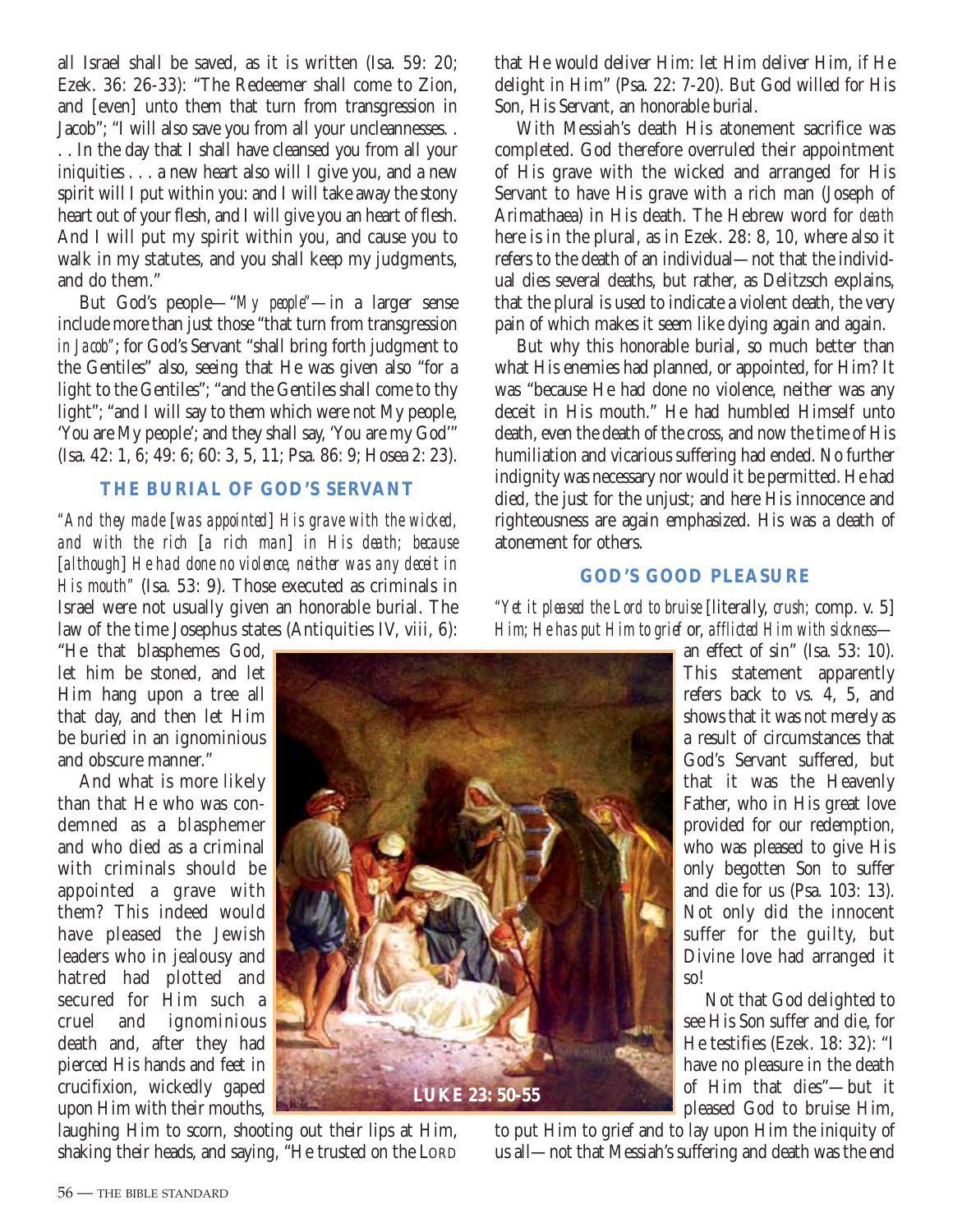all Israel shall be saved, as it is written (Isa. 59: 20; Ezek. 36: 26-33): "The Redeemer shall come to Zion, and [even] unto them that turn from transgression in Jacob"; "I will also save you from all your uncleannesses. . . . In the day that I shall have cleansed you from all your iniquities . . . a new heart also will I give you, and a new spirit will I put within you: and I will take away the stony heart out of your flesh, and I will give you an heart of flesh. And I will put my spirit within you, and cause you to walk in my statutes, and you shall keep my judgments, and do them."

But God's people—"*My people*"—in a larger sense include more than just those "that turn from transgression *in Jacob*"; for God's Servant "shall bring forth judgment to the Gentiles" also, seeing that He was given also "for a light to the Gentiles"; "and the Gentiles shall come to thy light"; "and I will say to them which were not My people, 'You are My people'; and they shall say, 'You are my God'" (Isa. 42: 1, 6; 49: 6; 60: 3, 5, 11; Psa. 86: 9; Hosea 2: 23).

## THE BURIAL OF GOD'S SERVANT

*"And they made* [*was appointed*] *His grave with the wicked, and with the rich* [*a rich man*] *in His death; because* [*although*] *He had done no violence, neither was any deceit in His mouth"* (Isa. 53: 9). Those executed as criminals in Israel were not usually given an honorable burial. The law of the time Josephus states (Antiquities IV, viii, 6): "He that blasphemes God, let him be stoned, and let Him hang upon a tree all that day, and then let Him be buried in an ignominious and obscure manner."

And what is more likely than that He who was condemned as a blasphemer and who died as a criminal with criminals should be appointed a grave with them? This indeed would have pleased the Jewish leaders who in jealousy and hatred had plotted and secured for Him such a cruel and ignominious death and, after they had pierced His hands and feet in crucifixion, wickedly gaped upon Him with their mouths, laughing Him to scorn, shooting out their lips at Him, shaking their heads, and saying, "He trusted on the LORD that He would deliver Him: let Him deliver Him, if He delight in Him" (Psa. 22: 7-20). But God willed for His Son, His Servant, an honorable burial.

With Messiah's death His atonement sacrifice was completed. God therefore overruled their appointment of His grave with the wicked and arranged for His Servant to have His grave with a rich man (Joseph of Arimathaea) in His death. The Hebrew word for *death* here is in the plural, as in Ezek. 28: 8, 10, where also it refers to the death of an individual—not that the individual dies several deaths, but rather, as Delitzsch explains, that the plural is used to indicate a violent death, the very pain of which makes it seem like dying again and again.

But why this honorable burial, so much better than what His enemies had planned, or appointed, for Him? It was "because He had done no violence, neither was any deceit in His mouth." He had humbled Himself unto death, even the death of the cross, and now the time of His humiliation and vicarious suffering had ended. No further indignity was necessary nor would it be permitted. He had died, the just for the unjust; and here His innocence and righteousness are again emphasized. His was a death of atonement for others.

LUKE 23: 50-55

## GOD'S GOOD PLEASURE

*"Yet it pleased the Lord to bruise* [literally, *crush;* comp. v. 5] *Him; He has put Him to grief* or, *afflicted Him with sickness*—an effect of sin" (Isa. 53: 10). This statement apparently refers back to vs. 4, 5, and shows that it was not merely as a result of circumstances that God's Servant suffered, but that it was the Heavenly Father, who in His great love provided for our redemption, who was pleased to give His only begotten Son to suffer and die for us (Psa. 103: 13). Not only did the innocent suffer for the guilty, but Divine love had arranged it so!

Not that God delighted to see His Son suffer and die, for He testifies (Ezek. 18: 32): "I have no pleasure in the death of Him that dies"—but it pleased God to bruise Him, to put Him to grief and to lay upon Him the iniquity of us all—not that Messiah's suffering and death was the end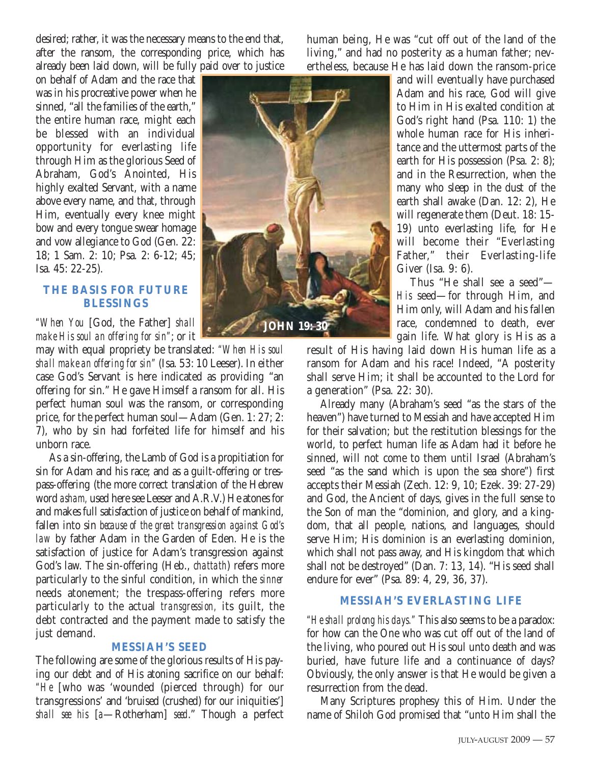desired; rather, it was the necessary means to the end that, after the ransom, the corresponding price, which has already been laid down, will be fully paid over to justice on behalf of Adam and the race that was in his procreative power when he sinned, "all the families of the earth," the entire human race, might each be blessed with an individual opportunity for everlasting life through Him as the glorious Seed of Abraham, God's Anointed, His highly exalted Servant, with a name above every name, and that, through Him, eventually every knee might bow and every tongue swear homage and vow allegiance to God (Gen. 22: 18; 1 Sam. 2: 10; Psa. 2: 6-12; 45; Isa. 45: 22-25).

JOHN 19: 30

### THE BASIS FOR FUTURE BLESSINGS

*"When You* [God, the Father] *shall make His soul an offering for sin"*; or it may with equal propriety be translated: *"When His soul shall make an offering for sin"* (Isa. 53: 10 Leeser). In either case God's Servant is here indicated as providing "an offering for sin." He gave Himself a ransom for all. His perfect human soul was the ransom, or corresponding price, for the perfect human soul—Adam (Gen. 1: 27; 2: 7), who by sin had forfeited life for himself and his unborn race.

As a sin-offering, the Lamb of God is a propitiation for sin for Adam and his race; and as a guilt-offering or trespass-offering (the more correct translation of the Hebrew word *asham,* used here see Leeser and A.R.V.) He atones for and makes full satisfaction of justice on behalf of mankind, fallen into sin *because of the great transgression against God's law* by father Adam in the Garden of Eden. He is the satisfaction of justice for Adam's transgression against God's law. The sin-offering (Heb., *chattath*) refers more particularly to the sinful condition, in which the *sinner* needs atonement; the trespass-offering refers more particularly to the actual *transgression,* its guilt, the debt contracted and the payment made to satisfy the just demand.

### MESSIAH'S SEED

The following are some of the glorious results of His paying our debt and of His atoning sacrifice on our behalf: "*He* [who was 'wounded (pierced through) for our transgressions' and 'bruised (crushed) for our iniquities'] *shall see his* [*a*—Rotherham] *seed*." Though a perfect human being, He was "cut off out of the land of the living," and had no posterity as a human father; nevertheless, because He has laid down the ransom-price and will eventually have purchased Adam and his race, God will give to Him in His exalted condition at God's right hand (Psa. 110: 1) the whole human race for His inheritance and the uttermost parts of the earth for His possession (Psa. 2: 8); and in the Resurrection, when the many who sleep in the dust of the earth shall awake (Dan. 12: 2), He will regenerate them (Deut. 18: 15-19) unto everlasting life, for He will become their "Everlasting Father," their Everlasting-life Giver (Isa. 9: 6).

Thus "He shall see a seed"—*His* seed—for through Him, and Him only, will Adam and his fallen race, condemned to death, ever gain life. What glory is His as a result of His having laid down His human life as a ransom for Adam and his race! Indeed, "A posterity shall serve Him; it shall be accounted to the Lord for a generation" (Psa. 22: 30).

Already many (Abraham's seed "as the stars of the heaven") have turned to Messiah and have accepted Him for their salvation; but the restitution blessings for the world, to perfect human life as Adam had it before he sinned, will not come to them until Israel (Abraham's seed "as the sand which is upon the sea shore") first accepts their Messiah (Zech. 12: 9, 10; Ezek. 39: 27-29) and God, the Ancient of days, gives in the full sense to the Son of man the "dominion, and glory, and a kingdom, that all people, nations, and languages, should serve Him; His dominion is an everlasting dominion, which shall not pass away, and His kingdom that which shall not be destroyed" (Dan. 7: 13, 14). "His seed shall endure for ever" (Psa. 89: 4, 29, 36, 37).

### MESSIAH'S EVERLASTING LIFE

*"He shall prolong his days."* This also seems to be a paradox: for how can the One who was cut off out of the land of the living, who poured out His soul unto death and was buried, have future life and a continuance of days? Obviously, the only answer is that He would be given a resurrection from the dead.

Many Scriptures prophesy this of Him. Under the name of Shiloh God promised that "unto Him shall the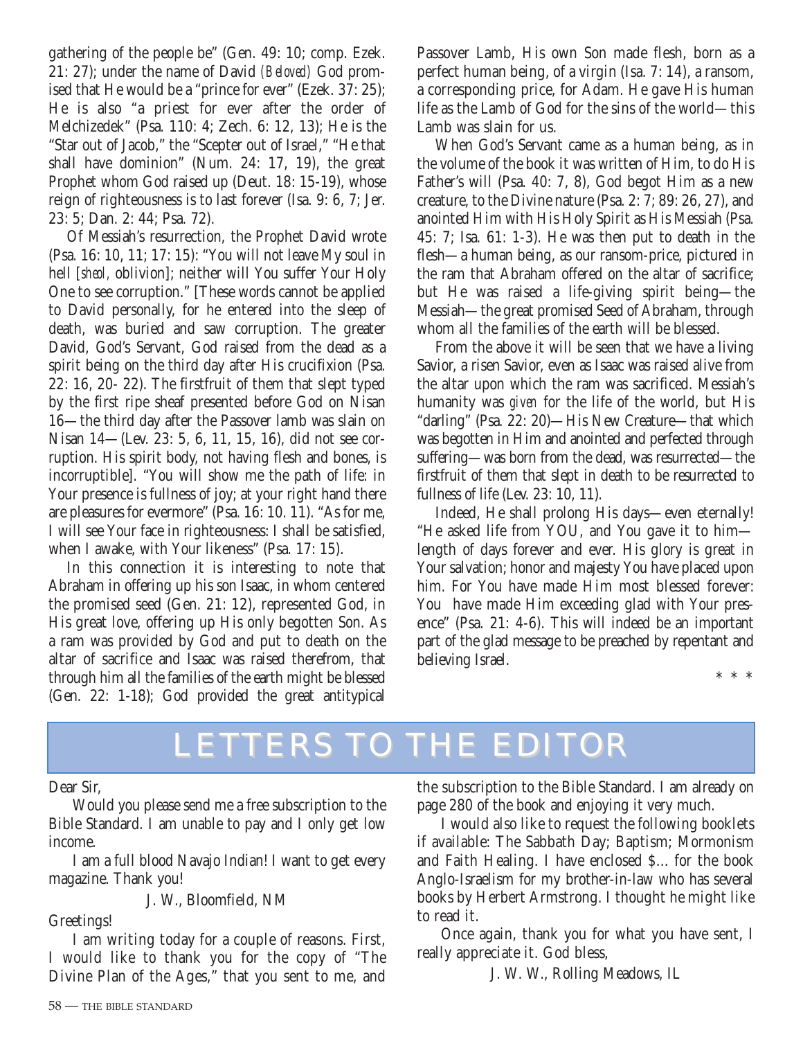gathering of the people be" (Gen. 49: 10; comp. Ezek. 21: 27); under the name of David *(Beloved)* God promised that He would be a "prince for ever" (Ezek. 37: 25); He is also "a priest for ever after the order of Melchizedek" (Psa. 110: 4; Zech. 6: 12, 13); He is the "Star out of Jacob," the "Scepter out of Israel," "He that shall have dominion" (Num. 24: 17, 19), the great Prophet whom God raised up (Deut. 18: 15-19), whose reign of righteousness is to last forever (Isa. 9: 6, 7; Jer. 23: 5; Dan. 2: 44; Psa. 72).

Of Messiah's resurrection, the Prophet David wrote (Psa. 16: 10, 11; 17: 15): "You will not leave My soul in hell [*sheol,* oblivion]; neither will You suffer Your Holy One to see corruption." [These words cannot be applied to David personally, for he entered into the sleep of death, was buried and saw corruption. The greater David, God's Servant, God raised from the dead as a spirit being on the third day after His crucifixion (Psa. 22: 16, 20- 22). The firstfruit of them that slept typed by the first ripe sheaf presented before God on Nisan 16—the third day after the Passover lamb was slain on Nisan 14—(Lev. 23: 5, 6, 11, 15, 16), did not see corruption. His spirit body, not having flesh and bones, is incorruptible]. "You will show me the path of life: in Your presence is fullness of joy; at your right hand there are pleasures for evermore" (Psa. 16: 10. 11). "As for me, I will see Your face in righteousness: I shall be satisfied, when I awake, with Your likeness" (Psa. 17: 15).

In this connection it is interesting to note that Abraham in offering up his son Isaac, in whom centered the promised seed (Gen. 21: 12), represented God, in His great love, offering up His only begotten Son. As a ram was provided by God and put to death on the altar of sacrifice and Isaac was raised therefrom, that through him all the families of the earth might be blessed (Gen. 22: 1-18); God provided the great antitypical Passover Lamb, His own Son made flesh, born as a perfect human being, of a virgin (Isa. 7: 14), a ransom, a corresponding price, for Adam. He gave His human life as the Lamb of God for the sins of the world—this Lamb was slain for us.

When God's Servant came as a human being, as in the volume of the book it was written of Him, to do His Father's will (Psa. 40: 7, 8), God begot Him as a new creature, to the Divine nature (Psa. 2: 7; 89: 26, 27), and anointed Him with His Holy Spirit as His Messiah (Psa. 45: 7; Isa. 61: 1-3). He was then put to death in the flesh—a human being, as our ransom-price, pictured in the ram that Abraham offered on the altar of sacrifice; but He was raised a life-giving spirit being—the Messiah—the great promised Seed of Abraham, through whom all the families of the earth will be blessed.

From the above it will be seen that we have a living Savior, a risen Savior, even as Isaac was raised alive from the altar upon which the ram was sacrificed. Messiah's humanity was *given* for the life of the world, but His "darling" (Psa. 22: 20)—His New Creature—that which was begotten in Him and anointed and perfected through suffering—was born from the dead, was resurrected—the firstfruit of them that slept in death to be resurrected to fullness of life (Lev. 23: 10, 11).

Indeed, He shall prolong His days—even eternally! "He asked life from YOU, and You gave it to him—length of days forever and ever. His glory is great in Your salvation; honor and majesty You have placed upon him. For You have made Him most blessed forever: You have made Him exceeding glad with Your presence" (Psa. 21: 4-6). This will indeed be an important part of the glad message to be preached by repentant and believing Israel.

\* \* \*

# LETTERS TO THE EDITOR

Dear Sir,

Would you please send me a free subscription to the Bible Standard. I am unable to pay and I only get low income.

I am a full blood Navajo Indian! I want to get every magazine. Thank you!

J. W., Bloomfield, NM

Greetings!

I am writing today for a couple of reasons. First, I would like to thank you for the copy of "The Divine Plan of the Ages," that you sent to me, and the subscription to the Bible Standard. I am already on page 280 of the book and enjoying it very much.

I would also like to request the following booklets if available: The Sabbath Day; Baptism; Mormonism and Faith Healing. I have enclosed $... for the book Anglo-Israelism for my brother-in-law who has several books by Herbert Armstrong. I thought he might like to read it.

Once again, thank you for what you have sent, I really appreciate it. God bless,

J. W. W., Rolling Meadows, IL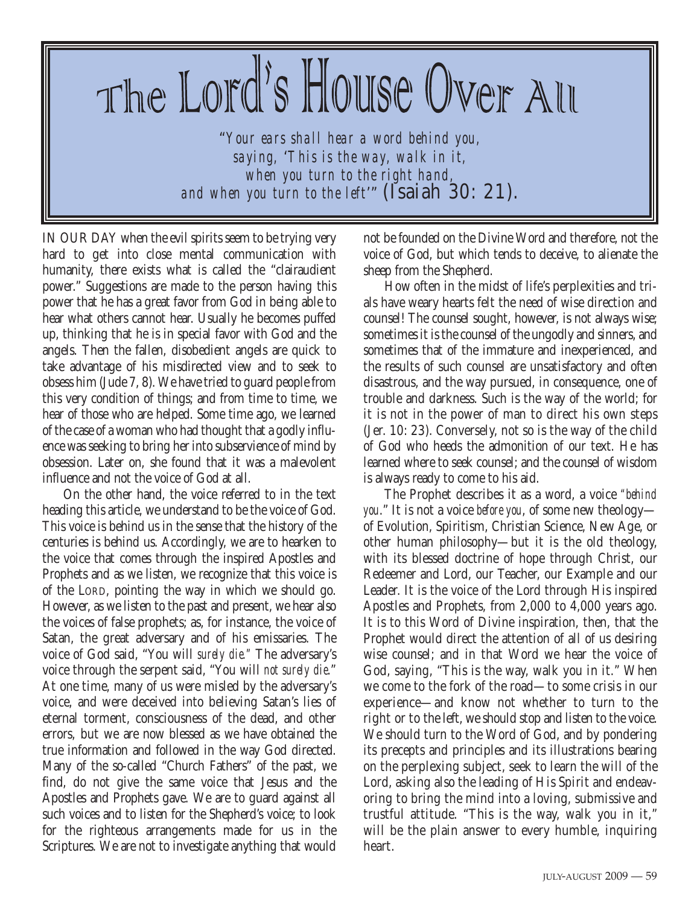# The Lord's House Over All

*"Your ears shall hear a word behind you, saying, 'This is the way, walk in it, when you turn to the right hand, and when you turn to the left'"* (Isaiah 30: 21).

IN OUR DAY when the evil spirits seem to be trying very hard to get into close mental communication with humanity, there exists what is called the "clairaudient power." Suggestions are made to the person having this power that he has a great favor from God in being able to hear what others cannot hear. Usually he becomes puffed up, thinking that he is in special favor with God and the angels. Then the fallen, disobedient angels are quick to take advantage of his misdirected view and to seek to obsess him (Jude 7, 8). We have tried to guard people from this very condition of things; and from time to time, we hear of those who are helped. Some time ago, we learned of the case of a woman who had thought that a godly influence was seeking to bring her into subservience of mind by obsession. Later on, she found that it was a malevolent influence and not the voice of God at all.

On the other hand, the voice referred to in the text heading this article, we understand to be the voice of God. This voice is behind us in the sense that the history of the centuries is behind us. Accordingly, we are to hearken to the voice that comes through the inspired Apostles and Prophets and as we listen, we recognize that this voice is of the LORD, pointing the way in which we should go. However, as we listen to the past and present, we hear also the voices of false prophets; as, for instance, the voice of Satan, the great adversary and of his emissaries. The voice of God said, "You will *surely die.*" The adversary's voice through the serpent said, "You will *not surely die*." At one time, many of us were misled by the adversary's voice, and were deceived into believing Satan's lies of eternal torment, consciousness of the dead, and other errors, but we are now blessed as we have obtained the true information and followed in the way God directed. Many of the so-called "Church Fathers" of the past, we find, do not give the same voice that Jesus and the Apostles and Prophets gave. We are to guard against all such voices and to listen for the Shepherd's voice; to look for the righteous arrangements made for us in the Scriptures. We are not to investigate anything that would not be founded on the Divine Word and therefore, not the voice of God, but which tends to deceive, to alienate the sheep from the Shepherd.

How often in the midst of life's perplexities and trials have weary hearts felt the need of wise direction and counsel! The counsel sought, however, is not always wise; sometimes it is the counsel of the ungodly and sinners, and sometimes that of the immature and inexperienced, and the results of such counsel are unsatisfactory and often disastrous, and the way pursued, in consequence, one of trouble and darkness. Such is the way of the world; for it is not in the power of man to direct his own steps (Jer. 10: 23). Conversely, not so is the way of the child of God who heeds the admonition of our text. He has learned where to seek counsel; and the counsel of wisdom is always ready to come to his aid.

The Prophet describes it as a word, a voice *"behind you*." It is not a voice *before you*, of some new theology—of Evolution, Spiritism, Christian Science, New Age, or other human philosophy—but it is the old theology, with its blessed doctrine of hope through Christ, our Redeemer and Lord, our Teacher, our Example and our Leader. It is the voice of the Lord through His inspired Apostles and Prophets, from 2,000 to 4,000 years ago. It is to this Word of Divine inspiration, then, that the Prophet would direct the attention of all of us desiring wise counsel; and in that Word we hear the voice of God, saying, "This is the way, walk you in it." When we come to the fork of the road—to some crisis in our experience—and know not whether to turn to the right or to the left, we should stop and listen to the voice. We should turn to the Word of God, and by pondering its precepts and principles and its illustrations bearing on the perplexing subject, seek to learn the will of the Lord, asking also the leading of His Spirit and endeavoring to bring the mind into a loving, submissive and trustful attitude. "This is the way, walk you in it," will be the plain answer to every humble, inquiring heart.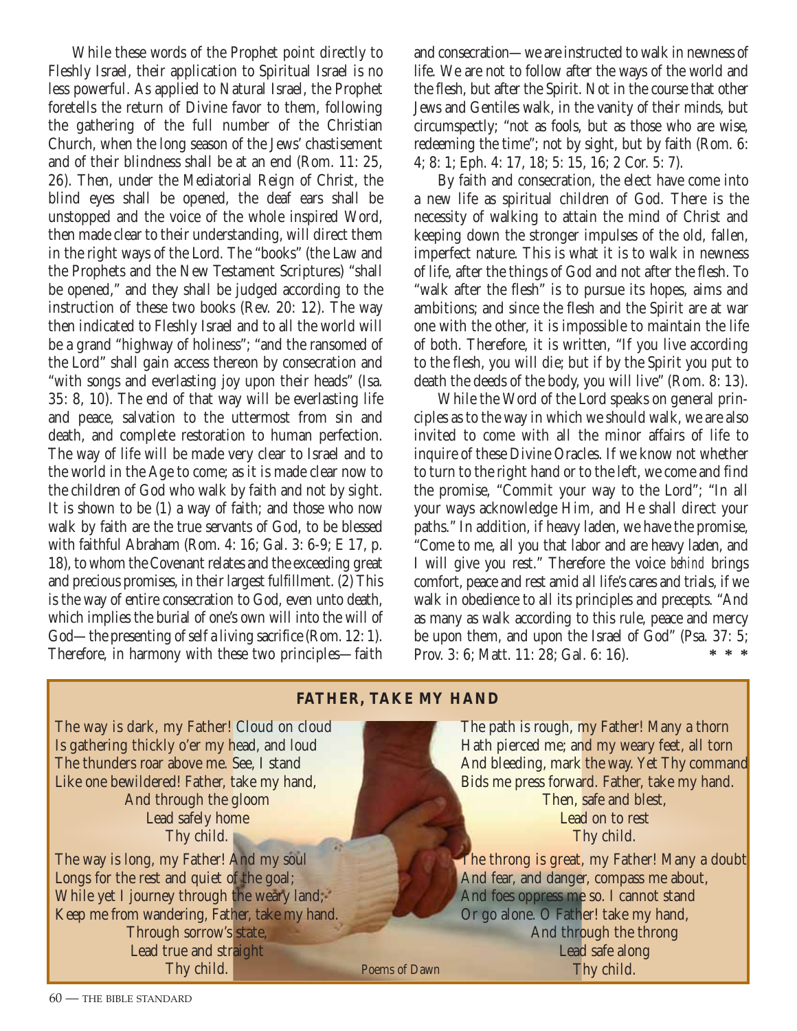While these words of the Prophet point directly to Fleshly Israel, their application to Spiritual Israel is no less powerful. As applied to Natural Israel, the Prophet foretells the return of Divine favor to them, following the gathering of the full number of the Christian Church, when the long season of the Jews' chastisement and of their blindness shall be at an end (Rom. 11: 25, 26). Then, under the Mediatorial Reign of Christ, the blind eyes shall be opened, the deaf ears shall be unstopped and the voice of the whole inspired Word, then made clear to their understanding, will direct them in the right ways of the Lord. The "books" (the Law and the Prophets and the New Testament Scriptures) "shall be opened," and they shall be judged according to the instruction of these two books (Rev. 20: 12). The way then indicated to Fleshly Israel and to all the world will be a grand "highway of holiness"; "and the ransomed of the Lord" shall gain access thereon by consecration and "with songs and everlasting joy upon their heads" (Isa. 35: 8, 10). The end of that way will be everlasting life and peace, salvation to the uttermost from sin and death, and complete restoration to human perfection. The way of life will be made very clear to Israel and to the world in the Age to come; as it is made clear now to the children of God who walk by faith and not by sight. It is shown to be (1) a way of faith; and those who now walk by faith are the true servants of God, to be blessed with faithful Abraham (Rom. 4: 16; Gal. 3: 6-9; E 17, p. 18), to whom the Covenant relates and the exceeding great and precious promises, in their largest fulfillment. (2) This is the way of entire consecration to God, even unto death, which implies the burial of one's own will into the will of God—the presenting of self a living sacrifice (Rom. 12: 1). Therefore, in harmony with these two principles—faith and consecration—we are instructed to walk in newness of life. We are not to follow after the ways of the world and the flesh, but after the Spirit. Not in the course that other Jews and Gentiles walk, in the vanity of their minds, but circumspectly; "not as fools, but as those who are wise, redeeming the time"; not by sight, but by faith (Rom. 6: 4; 8: 1; Eph. 4: 17, 18; 5: 15, 16; 2 Cor. 5: 7).

By faith and consecration, the elect have come into a new life as spiritual children of God. There is the necessity of walking to attain the mind of Christ and keeping down the stronger impulses of the old, fallen, imperfect nature. This is what it is to walk in newness of life, after the things of God and not after the flesh. To "walk after the flesh" is to pursue its hopes, aims and ambitions; and since the flesh and the Spirit are at war one with the other, it is impossible to maintain the life of both. Therefore, it is written, "If you live according to the flesh, you will die; but if by the Spirit you put to death the deeds of the body, you will live" (Rom. 8: 13).

While the Word of the Lord speaks on general principles as to the way in which we should walk, we are also invited to come with all the minor affairs of life to inquire of these Divine Oracles. If we know not whether to turn to the right hand or to the left, we come and find the promise, "Commit your way to the Lord"; "In all your ways acknowledge Him, and He shall direct your paths." In addition, if heavy laden, we have the promise, "Come to me, all you that labor and are heavy laden, and I will give you rest." Therefore the voice *behind* brings comfort, peace and rest amid all life's cares and trials, if we walk in obedience to all its principles and precepts. "And as many as walk according to this rule, peace and mercy be upon them, and upon the Israel of God" (Psa. 37: 5; Prov. 3: 6; Matt. 11: 28; Gal. 6: 16). * * *

## FATHER, TAKE MY HAND

The way is dark, my Father! Cloud on cloud
Is gathering thickly o'er my head, and loud
The thunders roar above me. See, I stand
Like one bewildered! Father, take my hand,
And through the gloom
Lead safely home
Thy child.

The way is long, my Father! And my soul
Longs for the rest and quiet of the goal;
While yet I journey through the weary land,
Keep me from wandering, Father, take my hand.
Through sorrow's state,
Lead true and straight
Thy child.

The path is rough, my Father! Many a thorn
Hath pierced me; and my weary feet, all torn
And bleeding, mark the way. Yet Thy command
Bids me press forward. Father, take my hand.
Then, safe and blest,
Lead on to rest
Thy child.

The throng is great, my Father! Many a doubt
And fear, and danger, compass me about,
And foes oppress me so. I cannot stand
Or go alone. O Father! take my hand,
And through the throng
Lead safe along
Thy child.

Poems of Dawn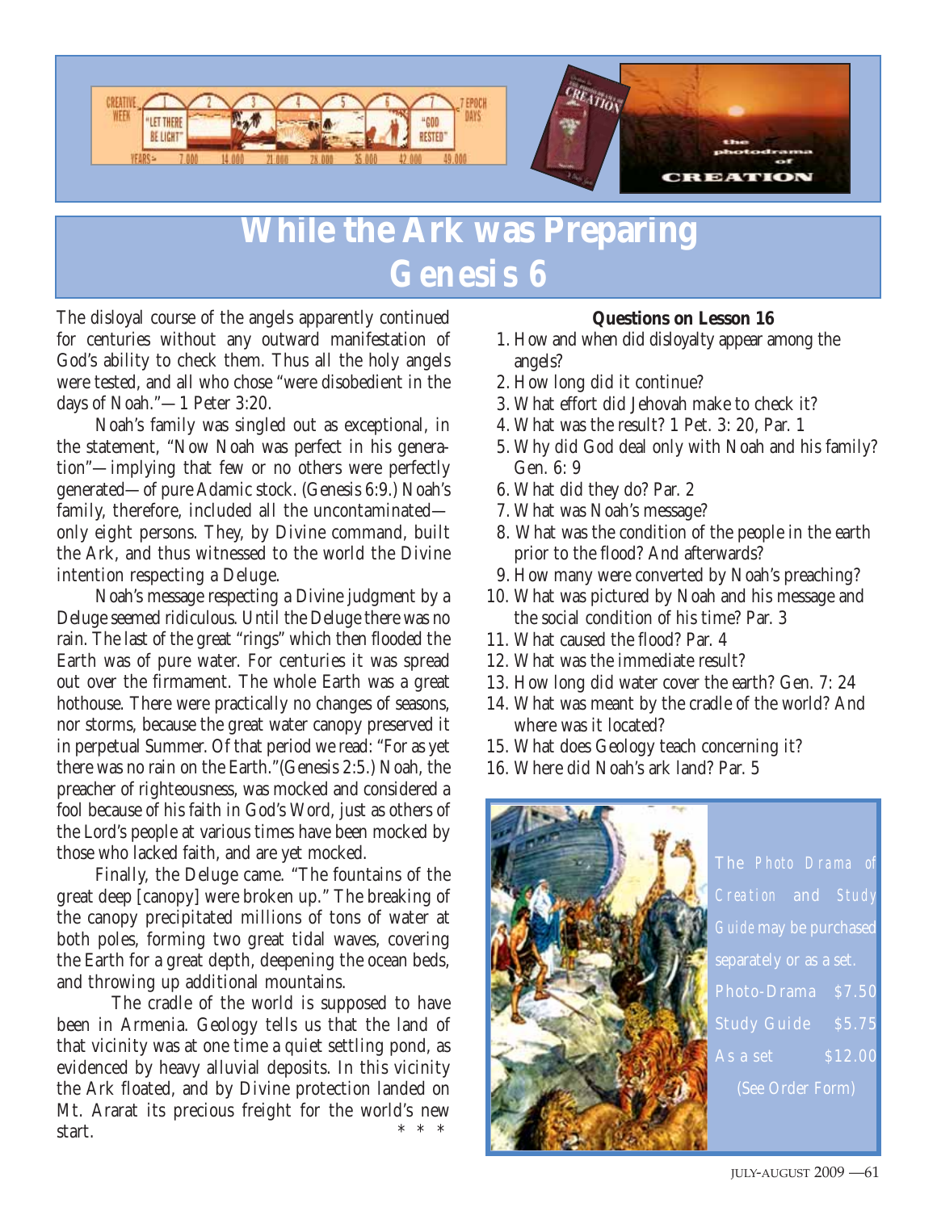# While the Ark was Preparing
# Genesis 6

The disloyal course of the angels apparently continued for centuries without any outward manifestation of God's ability to check them. Thus all the holy angels were tested, and all who chose "were disobedient in the days of Noah."—1 Peter 3:20.

Noah's family was singled out as exceptional, in the statement, "Now Noah was perfect in his generation"—implying that few or no others were perfectly generated—of pure Adamic stock. (Genesis 6:9.) Noah's family, therefore, included all the uncontaminated—only eight persons. They, by Divine command, built the Ark, and thus witnessed to the world the Divine intention respecting a Deluge.

Noah's message respecting a Divine judgment by a Deluge seemed ridiculous. Until the Deluge there was no rain. The last of the great "rings" which then flooded the Earth was of pure water. For centuries it was spread out over the firmament. The whole Earth was a great hothouse. There were practically no changes of seasons, nor storms, because the great water canopy preserved it in perpetual Summer. Of that period we read: "For as yet there was no rain on the Earth."(Genesis 2:5.) Noah, the preacher of righteousness, was mocked and considered a fool because of his faith in God's Word, just as others of the Lord's people at various times have been mocked by those who lacked faith, and are yet mocked.

Finally, the Deluge came. "The fountains of the great deep [canopy] were broken up." The breaking of the canopy precipitated millions of tons of water at both poles, forming two great tidal waves, covering the Earth for a great depth, deepening the ocean beds, and throwing up additional mountains.

The cradle of the world is supposed to have been in Armenia. Geology tells us that the land of that vicinity was at one time a quiet settling pond, as evidenced by heavy alluvial deposits. In this vicinity the Ark floated, and by Divine protection landed on Mt. Ararat its precious freight for the world's new start. * * *

**Questions on Lesson 16**

1. How and when did disloyalty appear among the angels?
2. How long did it continue?
3. What effort did Jehovah make to check it?
4. What was the result? 1 Pet. 3: 20, Par. 1
5. Why did God deal only with Noah and his family? Gen. 6: 9
6. What did they do? Par. 2
7. What was Noah's message?
8. What was the condition of the people in the earth prior to the flood? And afterwards?
9. How many were converted by Noah's preaching?
10. What was pictured by Noah and his message and the social condition of his time? Par. 3
11. What caused the flood? Par. 4
12. What was the immediate result?
13. How long did water cover the earth? Gen. 7: 24
14. What was meant by the cradle of the world? And where was it located?
15. What does Geology teach concerning it?
16. Where did Noah's ark land? Par. 5

The *Photo Drama of Creation* and *Study Guide* may be purchased separately or as a set.

| | |
|---|---|
| Photo-Drama | $7.50 |
| Study Guide | $5.75 |
| As a set | $12.00 |

(See Order Form)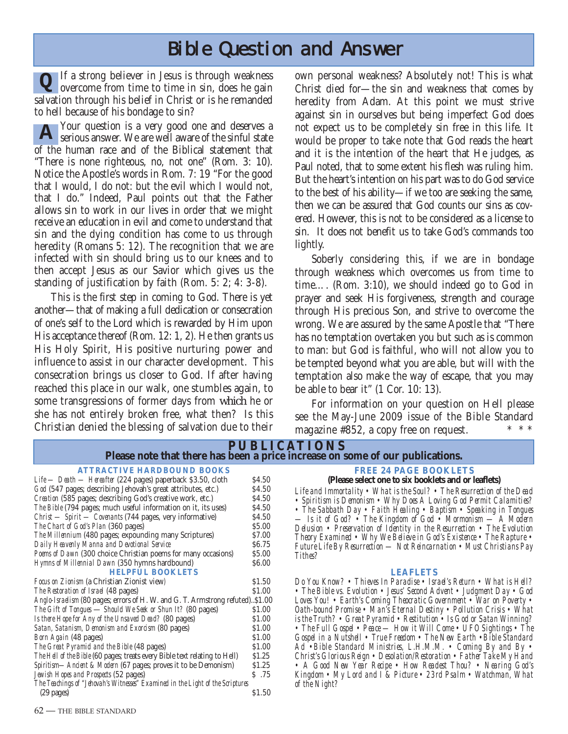# Bible Question and Answer

**Q** If a strong believer in Jesus is through weakness overcome from time to time in sin, does he gain salvation through his belief in Christ or is he remanded to hell because of his bondage to sin?

**A** Your question is a very good one and deserves a serious answer. We are well aware of the sinful state of the human race and of the Biblical statement that "There is none righteous, no, not one" (Rom. 3: 10). Notice the Apostle's words in Rom. 7: 19 "For the good that I would, I do not: but the evil which I would not, that I do." Indeed, Paul points out that the Father allows sin to work in our lives in order that we might receive an education in evil and come to understand that sin and the dying condition has come to us through heredity (Romans 5: 12). The recognition that we are infected with sin should bring us to our knees and to then accept Jesus as our Savior which gives us the standing of justification by faith (Rom. 5: 2; 4: 3-8).

This is the first step in coming to God. There is yet another—that of making a full dedication or consecration of one's self to the Lord which is rewarded by Him upon His acceptance thereof (Rom. 12: 1, 2). He then grants us His Holy Spirit, His positive nurturing power and influence to assist in our character development. This consecration brings us closer to God. If after having reached this place in our walk, one stumbles again, to some transgressions of former days from which he or she has not entirely broken free, what then? Is this Christian denied the blessing of salvation due to their own personal weakness? Absolutely not! This is what Christ died for—the sin and weakness that comes by heredity from Adam. At this point we must strive against sin in ourselves but being imperfect God does not expect us to be completely sin free in this life. It would be proper to take note that God reads the heart and it is the intention of the heart that He judges, as Paul noted, that to some extent his flesh was ruling him. But the heart's intention on his part was to do God service to the best of his ability—if we too are seeking the same, then we can be assured that God counts our sins as covered. However, this is not to be considered as a license to sin. It does not benefit us to take God's commands too lightly.

Soberly considering this, if we are in bondage through weakness which overcomes us from time to time…. (Rom. 3:10), we should indeed go to God in prayer and seek His forgiveness, strength and courage through His precious Son, and strive to overcome the wrong. We are assured by the same Apostle that "There has no temptation overtaken you but such as is common to man: but God is faithful, who will not allow you to be tempted beyond what you are able, but will with the temptation also make the way of escape, that you may be able to bear it" (1 Cor. 10: 13).

For information on your question on Hell please see the May-June 2009 issue of the Bible Standard magazine #852, a copy free on request. * * *

## PUBLICATIONS

**Please note that there has been a price increase on some of our publications.**

### ATTRACTIVE HARDBOUND BOOKS

| Title | Price |
|---|---|
| *Life — Death — Hereafter* (224 pages) paperback $3.50, cloth | $4.50 |
| *God* (547 pages; describing Jehovah's great attributes, etc.) | $4.50 |
| *Creation* (585 pages; describing God's creative work, etc.) | $4.50 |
| *The Bible* (794 pages; much useful information on it, its uses) | $4.50 |
| *Christ — Spirit — Covenants* (744 pages, very informative) | $4.50 |
| *The Chart of God's Plan* (360 pages) | $5.00 |
| *The Millennium* (480 pages; expounding many Scriptures) | $7.00 |
| *Daily Heavenly Manna and Devotional Service* | $6.75 |
| *Poems of Dawn* (300 choice Christian poems for many occasions) | $5.00 |
| *Hymns of Millennial Dawn* (350 hymns hardbound) | $6.00 |

### HELPFUL BOOKLETS

| Title | Price |
|---|---|
| *Focus on Zionism* (a Christian Zionist view) | $1.50 |
| *The Restoration of Israel* (48 pages) | $1.00 |
| *Anglo-Israelism* (80 pages; errors of H. W. and G. T. Armstrong refuted) | $1.00 |
| *The Gift of Tongues — Should We Seek or Shun It?* (80 pages) | $1.00 |
| *Is there Hope for Any of the Unsaved Dead?* (80 pages) | $1.00 |
| *Satan, Satanism, Demonism and Exorcism* (80 pages) | $1.00 |
| *Born Again* (48 pages) | $1.00 |
| *The Great Pyramid and the Bible* (48 pages) | $1.00 |
| *The Hell of the Bible* (60 pages; treats every Bible text relating to Hell) | $1.25 |
| *Spiritism—Ancient & Modern* (67 pages; proves it to be Demonism) | $1.25 |
| *Jewish Hopes and Prospects* (52 pages) | $ .75 |
| *The Teachings of "Jehovah's Witnesses" Examined in the Light of the Scriptures* (29 pages) | $1.50 |

### FREE 24 PAGE BOOKLETS

**(Please select one to six booklets and or leaflets)**

*Life and Immortality • What is the Soul? • The Resurrection of the Dead • Spiritism is Demonism • Why Does A Loving God Permit Calamities? • The Sabbath Day • Faith Healing • Baptism • Speaking in Tongues — Is it of God? • The Kingdom of God • Mormonism — A Modern Delusion • Preservation of Identity in the Resurrection • The Evolution Theory Examined • Why We Believe in God's Existence • The Rapture • Future Life By Resurrection — Not Reincarnation • Must Christians Pay Tithes?*

### LEAFLETS

*Do You Know? • Thieves In Paradise • Israel's Return • What is Hell? • The Bible vs. Evolution • Jesus' Second Advent • Judgment Day • God Loves You! • Earth's Coming Theocratic Government • War on Poverty • Oath-bound Promise • Man's Eternal Destiny • Pollution Crisis • What is the Truth? • Great Pyramid • Restitution • Is God or Satan Winning? • The Full Gospel • Peace — How it Will Come • UFO Sightings • The Gospel in a Nutshell • True Freedom • The New Earth • Bible Standard Ad • Bible Standard Ministries, L.H.M.M. • Coming By and By • Christ's Glorious Reign • Desolation/Restoration • Father Take My Hand • A Good New Year Recipe • How Readest Thou? • Nearing God's Kingdom • My Lord and I & Picture • 23rd Psalm • Watchman, What of the Night?*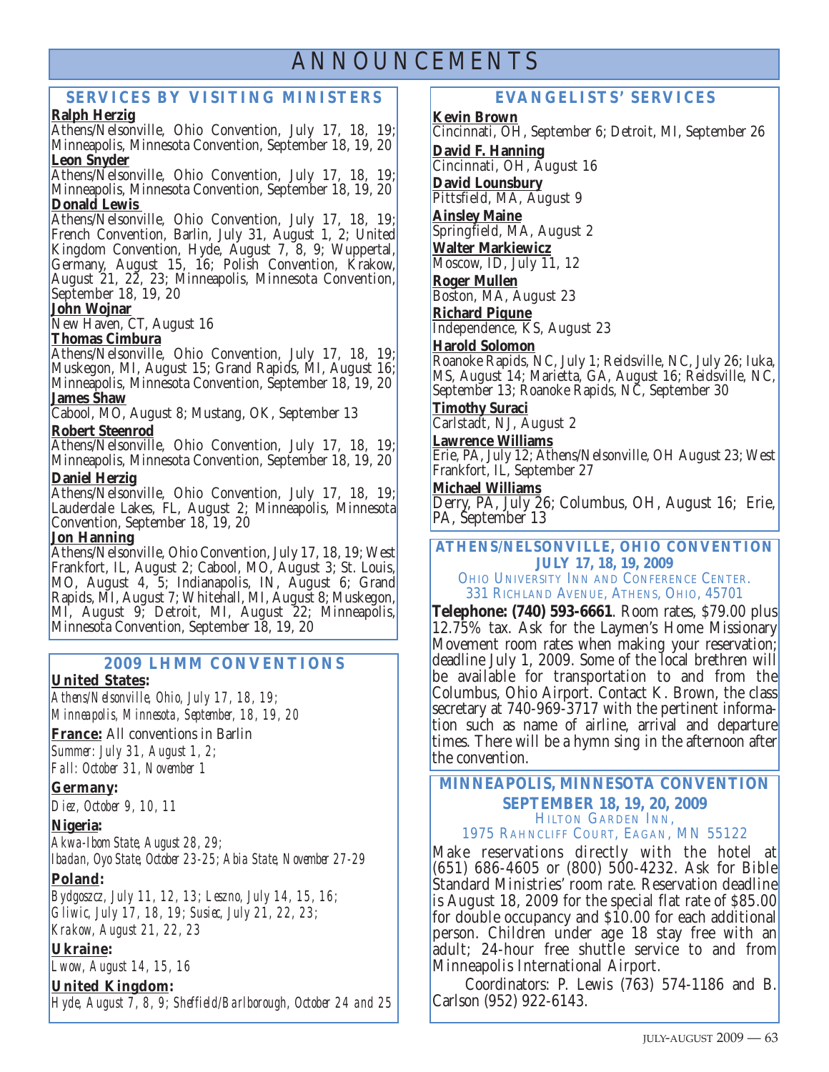# ANNOUNCEMENTS

## SERVICES BY VISITING MINISTERS

**Ralph Herzig**
Athens/Nelsonville, Ohio Convention, July 17, 18, 19; Minneapolis, Minnesota Convention, September 18, 19, 20

**Leon Snyder**
Athens/Nelsonville, Ohio Convention, July 17, 18, 19; Minneapolis, Minnesota Convention, September 18, 19, 20

**Donald Lewis**
Athens/Nelsonville, Ohio Convention, July 17, 18, 19; French Convention, Barlin, July 31, August 1, 2; United Kingdom Convention, Hyde, August 7, 8, 9; Wuppertal, Germany, August 15, 16; Polish Convention, Krakow, August 21, 22, 23; Minneapolis, Minnesota Convention, September 18, 19, 20

**John Wojnar**
New Haven, CT, August 16

**Thomas Cimbura**
Athens/Nelsonville, Ohio Convention, July 17, 18, 19; Muskegon, MI, August 15; Grand Rapids, MI, August 16; Minneapolis, Minnesota Convention, September 18, 19, 20

**James Shaw**
Cabool, MO, August 8; Mustang, OK, September 13

**Robert Steenrod**
Athens/Nelsonville, Ohio Convention, July 17, 18, 19; Minneapolis, Minnesota Convention, September 18, 19, 20

**Daniel Herzig**
Athens/Nelsonville, Ohio Convention, July 17, 18, 19; Lauderdale Lakes, FL, August 2; Minneapolis, Minnesota Convention, September 18, 19, 20

**Jon Hanning**
Athens/Nelsonville, Ohio Convention, July 17, 18, 19; West Frankfort, IL, August 2; Cabool, MO, August 3; St. Louis, MO, August 4, 5; Indianapolis, IN, August 6; Grand Rapids, MI, August 7; Whitehall, MI, August 8; Muskegon, MI, August 9; Detroit, MI, August 22; Minneapolis, Minnesota Convention, September 18, 19, 20

## 2009 LHMM CONVENTIONS

**United States:**
*Athens/Nelsonville, Ohio, July 17, 18, 19;*
*Minneapolis, Minnesota, September, 18, 19, 20*

**France:** All conventions in Barlin
*Summer: July 31, August 1, 2;*
*Fall: October 31, November 1*

**Germany:**
*Diez, October 9, 10, 11*

**Nigeria:**
*Akwa-Ibom State, August 28, 29;*
*Ibadan, Oyo State, October 23-25; Abia State, November 27-29*

**Poland:**
*Bydgoszcz, July 11, 12, 13; Leszno, July 14, 15, 16;*
*Gliwic, July 17, 18, 19; Susiec, July 21, 22, 23;*
*Krakow, August 21, 22, 23*

**Ukraine:**
*Lwow, August 14, 15, 16*

**United Kingdom:**
*Hyde, August 7, 8, 9; Sheffield/Barlborough, October 24 and 25*

## EVANGELISTS' SERVICES

**Kevin Brown**
Cincinnati, OH, September 6; Detroit, MI, September 26

**David F. Hanning**
Cincinnati, OH, August 16

**David Lounsbury**
Pittsfield, MA, August 9

**Ainsley Maine**
Springfield, MA, August 2

**Walter Markiewicz**
Moscow, ID, July 11, 12

**Roger Mullen**
Boston, MA, August 23

**Richard Piqune**
Independence, KS, August 23

**Harold Solomon**
Roanoke Rapids, NC, July 1; Reidsville, NC, July 26; Iuka, MS, August 14; Marietta, GA, August 16; Reidsville, NC, September 13; Roanoke Rapids, NC, September 30

**Timothy Suraci**
Carlstadt, NJ, August 2

**Lawrence Williams**
Erie, PA, July 12; Athens/Nelsonville, OH August 23; West Frankfort, IL, September 27

**Michael Williams**
Derry, PA, July 26; Columbus, OH, August 16; Erie, PA, September 13

## ATHENS/NELSONVILLE, OHIO CONVENTION
### JULY 17, 18, 19, 2009

OHIO UNIVERSITY INN AND CONFERENCE CENTER.
331 RICHLAND AVENUE, ATHENS, OHIO, 45701

**Telephone: (740) 593-6661**. Room rates, $79.00 plus 12.75% tax. Ask for the Laymen's Home Missionary Movement room rates when making your reservation; deadline July 1, 2009. Some of the local brethren will be available for transportation to and from the Columbus, Ohio Airport. Contact K. Brown, the class secretary at 740-969-3717 with the pertinent information such as name of airline, arrival and departure times. There will be a hymn sing in the afternoon after the convention.

## MINNEAPOLIS, MINNESOTA CONVENTION
### SEPTEMBER 18, 19, 20, 2009

HILTON GARDEN INN,
1975 RAHNCLIFF COURT, EAGAN, MN 55122

Make reservations directly with the hotel at (651) 686-4605 or (800) 500-4232. Ask for Bible Standard Ministries' room rate. Reservation deadline is August 18, 2009 for the special flat rate of $85.00 for double occupancy and $10.00 for each additional person. Children under age 18 stay free with an adult; 24-hour free shuttle service to and from Minneapolis International Airport.

Coordinators: P. Lewis (763) 574-1186 and B. Carlson (952) 922-6143.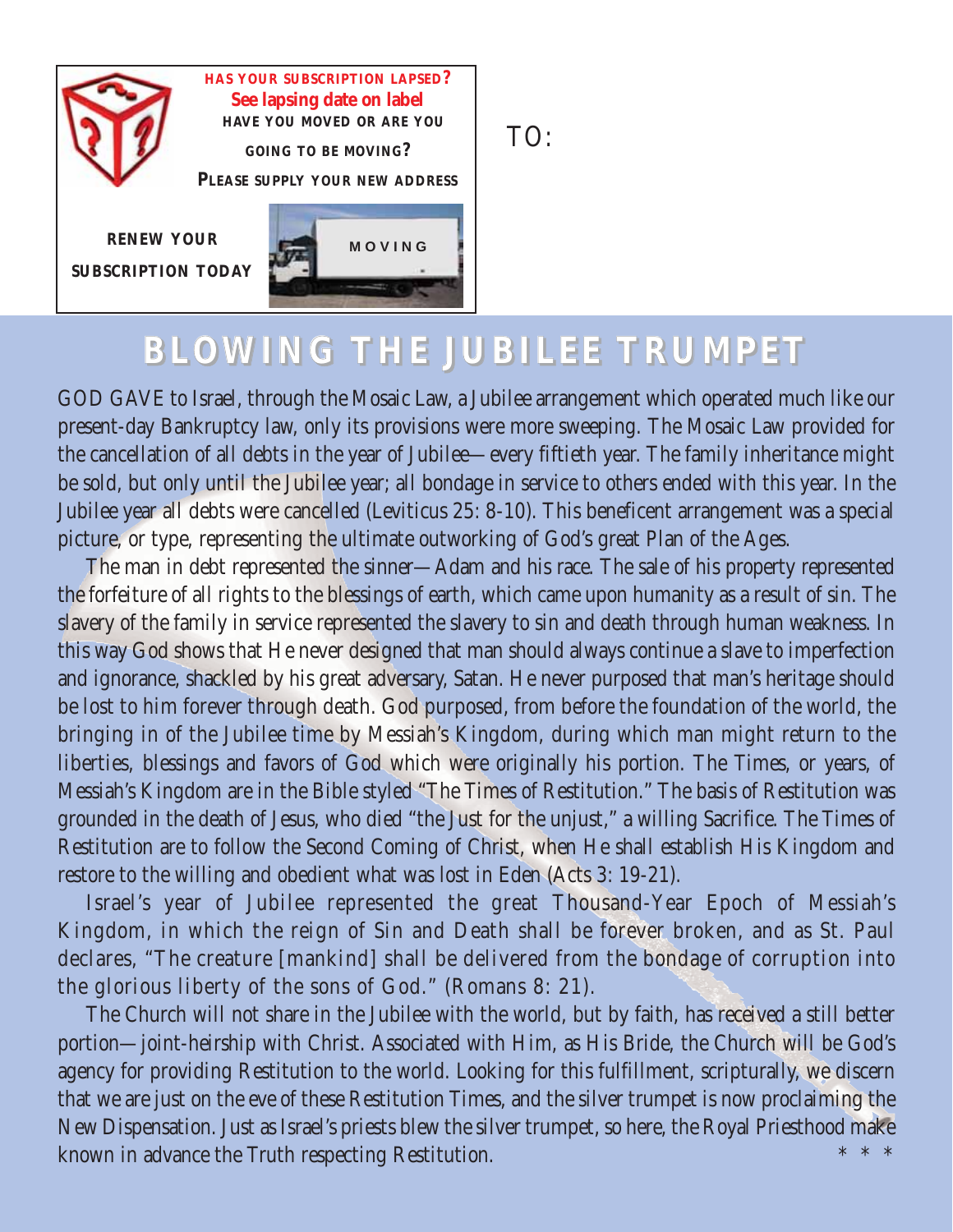**HAS YOUR SUBSCRIPTION LAPSED?**
**See lapsing date on label**
**HAVE YOU MOVED OR ARE YOU GOING TO BE MOVING?**
**PLEASE SUPPLY YOUR NEW ADDRESS**

**RENEW YOUR SUBSCRIPTION TODAY**

MOVING

TO:

# BLOWING THE JUBILEE TRUMPET

GOD GAVE to Israel, through the Mosaic Law, a Jubilee arrangement which operated much like our present-day Bankruptcy law, only its provisions were more sweeping. The Mosaic Law provided for the cancellation of all debts in the year of Jubilee—every fiftieth year. The family inheritance might be sold, but only until the Jubilee year; all bondage in service to others ended with this year. In the Jubilee year all debts were cancelled (Leviticus 25: 8-10). This beneficent arrangement was a special picture, or type, representing the ultimate outworking of God's great Plan of the Ages.

The man in debt represented the sinner—Adam and his race. The sale of his property represented the forfeiture of all rights to the blessings of earth, which came upon humanity as a result of sin. The slavery of the family in service represented the slavery to sin and death through human weakness. In this way God shows that He never designed that man should always continue a slave to imperfection and ignorance, shackled by his great adversary, Satan. He never purposed that man's heritage should be lost to him forever through death. God purposed, from before the foundation of the world, the bringing in of the Jubilee time by Messiah's Kingdom, during which man might return to the liberties, blessings and favors of God which were originally his portion. The Times, or years, of Messiah's Kingdom are in the Bible styled "The Times of Restitution." The basis of Restitution was grounded in the death of Jesus, who died "the Just for the unjust," a willing Sacrifice. The Times of Restitution are to follow the Second Coming of Christ, when He shall establish His Kingdom and restore to the willing and obedient what was lost in Eden (Acts 3: 19-21).

Israel's year of Jubilee represented the great Thousand-Year Epoch of Messiah's Kingdom, in which the reign of Sin and Death shall be forever broken, and as St. Paul declares, "The creature [mankind] shall be delivered from the bondage of corruption into the glorious liberty of the sons of God." (Romans 8: 21).

The Church will not share in the Jubilee with the world, but by faith, has received a still better portion—joint-heirship with Christ. Associated with Him, as His Bride, the Church will be God's agency for providing Restitution to the world. Looking for this fulfillment, scripturally, we discern that we are just on the eve of these Restitution Times, and the silver trumpet is now proclaiming the New Dispensation. Just as Israel's priests blew the silver trumpet, so here, the Royal Priesthood make known in advance the Truth respecting Restitution.

\* \* \*